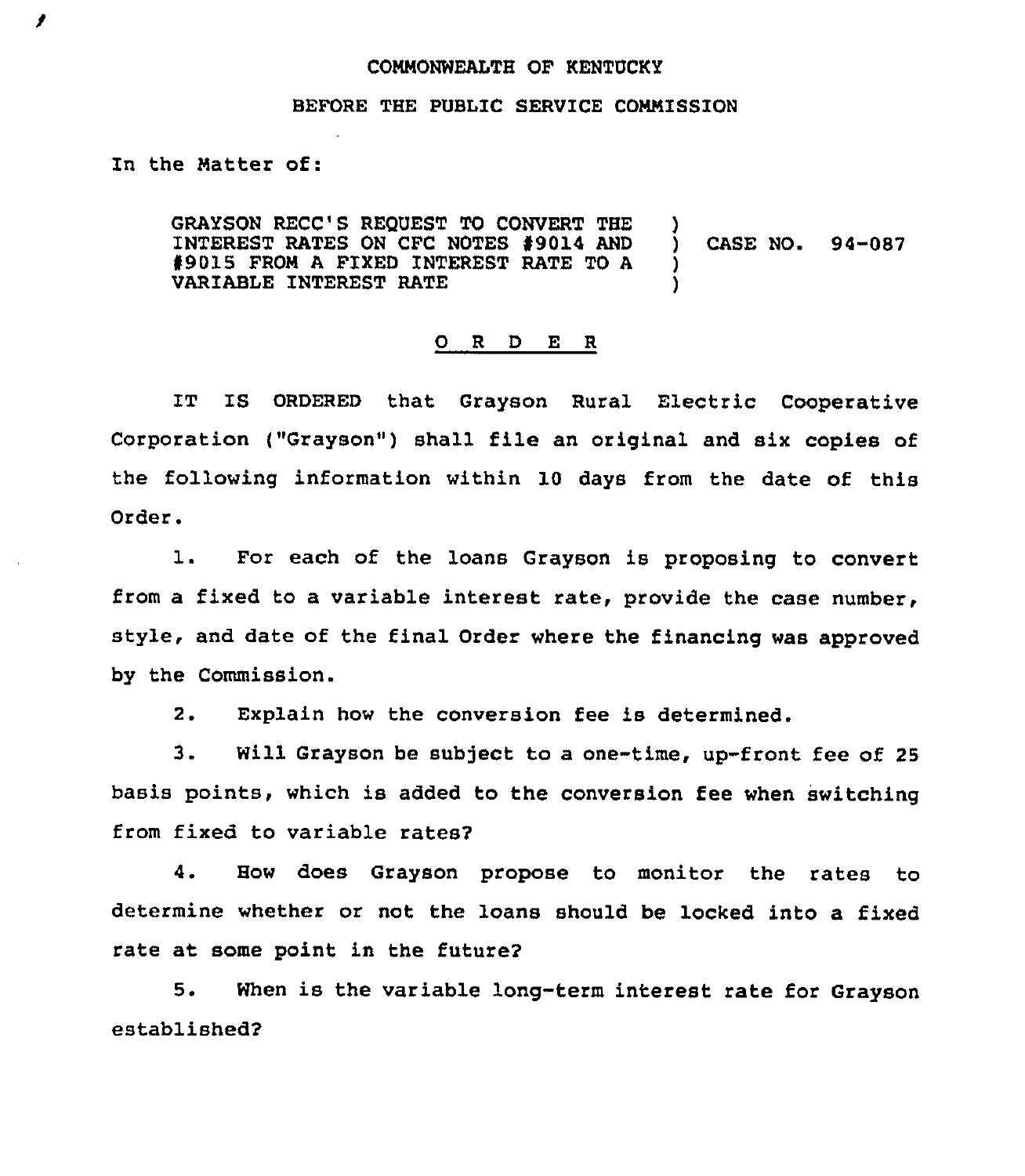COMMONWEALTH OF KENTUCKY

BEFORE THE PUBLIC SERVICE COMMISSION

In the Matter of:

GRAYSON RECC'S REQUEST TO CONVERT THE INTEREST RATES ON CFC NOTES #9014 AND #9015 FROM A FIXED INTEREST RATE TO A VARIABLE INTEREST RATE ) CASE NO. 94-087

## O R D E R

IT IS ORDERED that Grayson Rural Electric Cooperative Corporation ("Grayson") shall file an original and six copies of the following information within 10 days from the date of this Order.

1. For each of the loans Grayson is proposing to convert from a fixed to a variable interest rate, provide the case number, style, and date of the final Order where the financing was approved by the Commission.

2. Explain how the conversion fee is determined.

3. Will Grayson be subject to a one-time, up-front fee of 25 basis points, which is added to the conversion fee when switching from fixed to variable rates?

4. How does Grayson propose to monitor the rates to determine whether or not the loans should be locked into a fixed rate at some point in the future?

5. When is the variable long-term interest rate for Grayson established?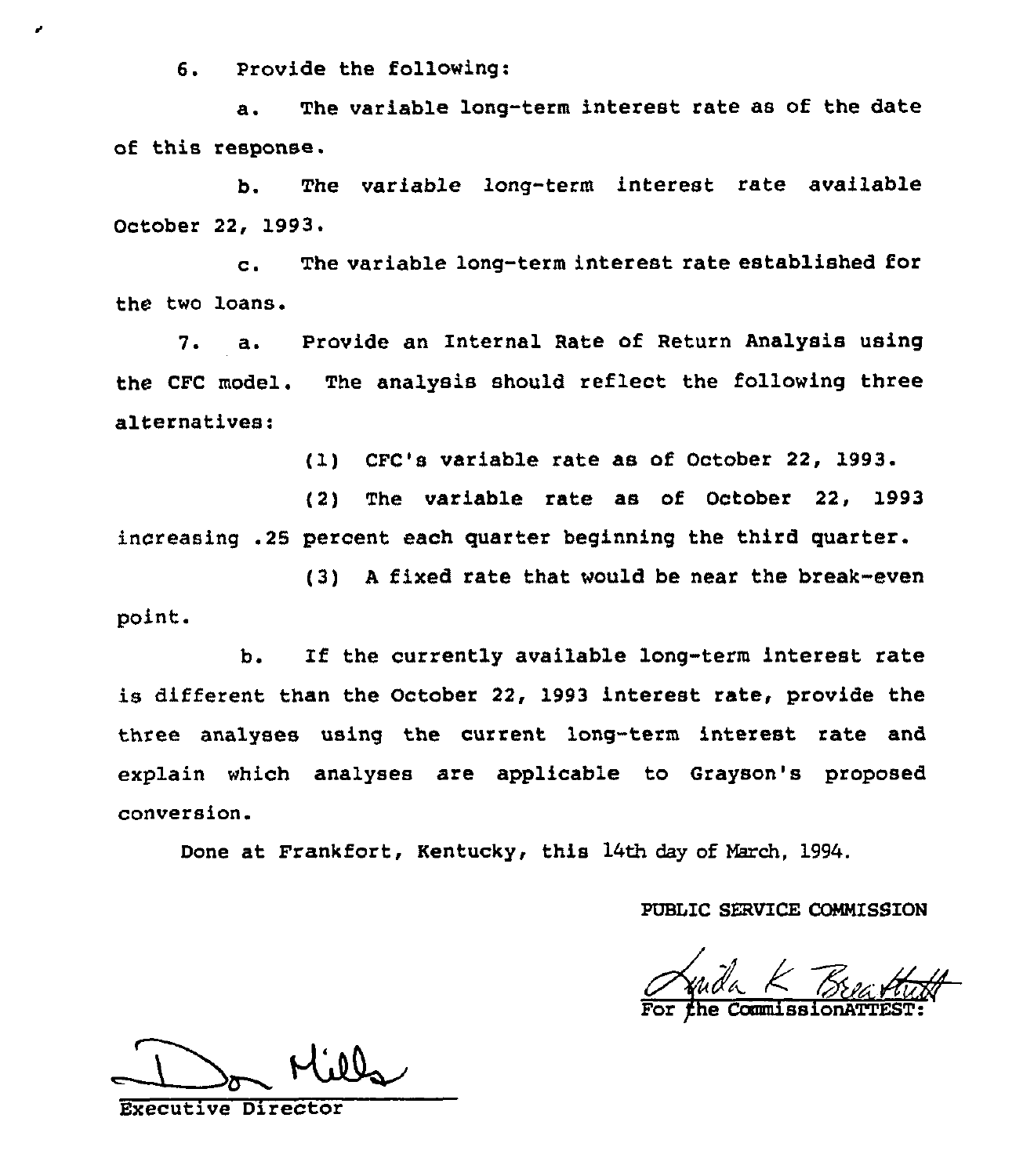6. Provide the following:

a. The variable long-term interest rate as of the date of this response.

b. The variable long-term interest rate available October 22, 1993.

c. The variable long-term interest rate established for the two loans.

7. a. Provide an Internal Rate of Return Analysis using the CFC model. The analysis should reflect the following three alternatives:

(1) CFC's variable rate as of October 22, 1993.

(2) The variable rate as of October 22, 1993 increasing .25 percent each quarter beginning the third quarter.

(3) A fixed rate that would be near the break-even point.

b. If the currently available long-term interest rate is different than the October 22, 1993 interest rate, provide the three analyses using the current long-term interest rate and explain which analyses are applicable to Grayson's proposed conversion.

Done at Frankfort, Kentucky, this 14th day of March, 1994.

PUBLIC SERVICE COMMISSION

For the Commission

ATTEST:

Executive Director